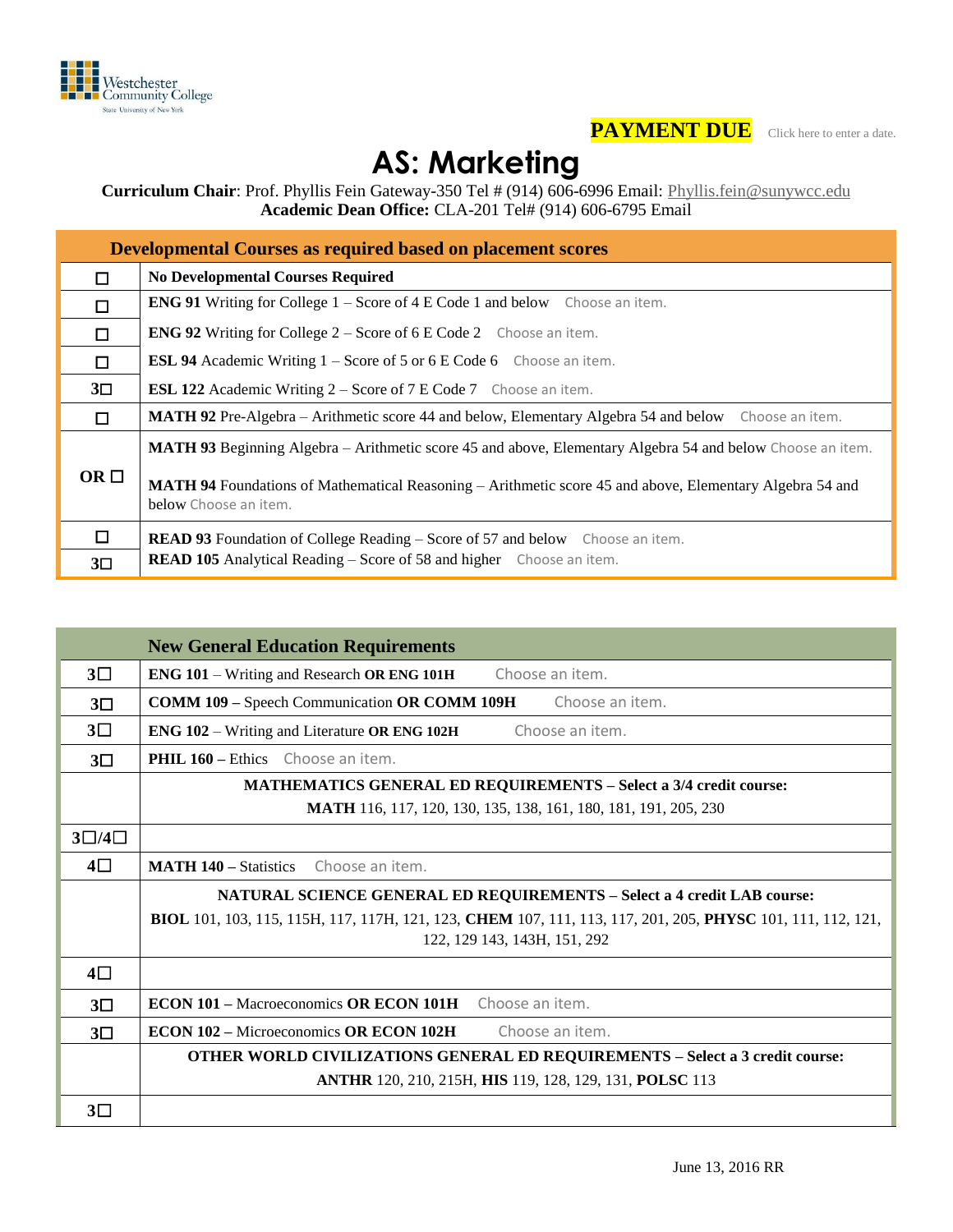Westchester Community College
State University of New York

**PAYMENT DUE** Click here to enter a date.

# AS: Marketing

**Curriculum Chair**: Prof. Phyllis Fein Gateway-350 Tel # (914) 606-6996 Email: Phyllis.fein@sunywcc.edu
**Academic Dean Office:** CLA-201 Tel# (914) 606-6795 Email

| | Developmental Courses as required based on placement scores |
|---|---|
| ☐ | **No Developmental Courses Required** |
| ☐ | **ENG 91** Writing for College 1 – Score of 4 E Code 1 and below Choose an item. |
| ☐ | **ENG 92** Writing for College 2 – Score of 6 E Code 2 Choose an item. |
| ☐ | **ESL 94** Academic Writing 1 – Score of 5 or 6 E Code 6 Choose an item. |
| 3☐ | **ESL 122** Academic Writing 2 – Score of 7 E Code 7 Choose an item. |
| ☐ | **MATH 92** Pre-Algebra – Arithmetic score 44 and below, Elementary Algebra 54 and below Choose an item. |
| OR ☐ | **MATH 93** Beginning Algebra – Arithmetic score 45 and above, Elementary Algebra 54 and below Choose an item.<br>**MATH 94** Foundations of Mathematical Reasoning – Arithmetic score 45 and above, Elementary Algebra 54 and below Choose an item. |
| ☐ | **READ 93** Foundation of College Reading – Score of 57 and below Choose an item. |
| 3☐ | **READ 105** Analytical Reading – Score of 58 and higher Choose an item. |

| | New General Education Requirements |
|---|---|
| 3☐ | **ENG 101** – Writing and Research **OR ENG 101H** Choose an item. |
| 3☐ | **COMM 109 –** Speech Communication **OR COMM 109H** Choose an item. |
| 3☐ | **ENG 102** – Writing and Literature **OR ENG 102H** Choose an item. |
| 3☐ | **PHIL 160 –** Ethics Choose an item. |
| | **MATHEMATICS GENERAL ED REQUIREMENTS – Select a 3/4 credit course:**<br>**MATH** 116, 117, 120, 130, 135, 138, 161, 180, 181, 191, 205, 230 |
| 3☐/4☐ | |
| 4☐ | **MATH 140 –** Statistics Choose an item. |
| | **NATURAL SCIENCE GENERAL ED REQUIREMENTS – Select a 4 credit LAB course:**<br>**BIOL** 101, 103, 115, 115H, 117, 117H, 121, 123, **CHEM** 107, 111, 113, 117, 201, 205, **PHYSC** 101, 111, 112, 121, 122, 129 143, 143H, 151, 292 |
| 4☐ | |
| 3☐ | **ECON 101 –** Macroeconomics **OR ECON 101H** Choose an item. |
| 3☐ | **ECON 102 –** Microeconomics **OR ECON 102H** Choose an item. |
| | **OTHER WORLD CIVILIZATIONS GENERAL ED REQUIREMENTS – Select a 3 credit course:**<br>**ANTHR** 120, 210, 215H, **HIS** 119, 128, 129, 131, **POLSC** 113 |
| 3☐ | |

June 13, 2016 RR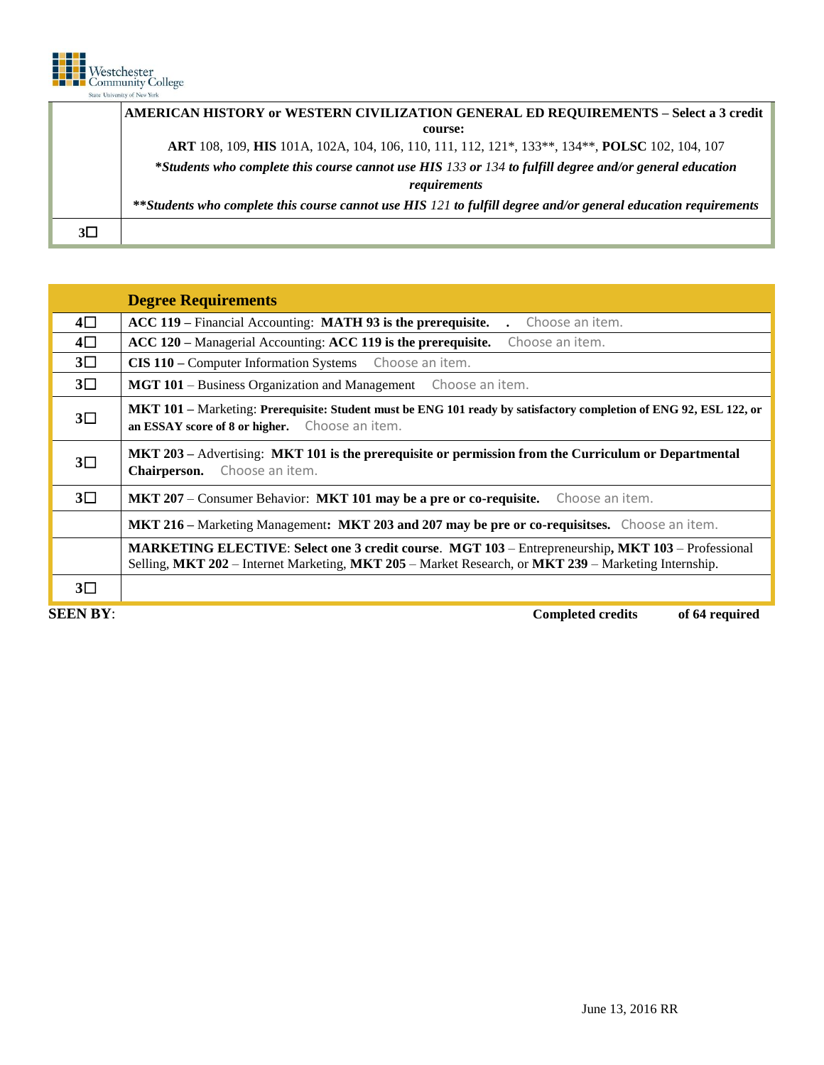| | AMERICAN HISTORY or WESTERN CIVILIZATION GENERAL ED REQUIREMENTS – Select a 3 credit course: |
|---|---|
| | **ART** 108, 109, **HIS** 101A, 102A, 104, 106, 110, 111, 112, 121*, 133**, 134**, **POLSC** 102, 104, 107 |
| | ***Students who complete this course cannot use HIS** *133* **or** *134* **to fulfill degree and/or general education requirements*** |
| | ***\*\*Students who complete this course cannot use HIS** *121* **to fulfill degree and/or general education requirements*** |
| 3☐ | |

| | Degree Requirements |
|---|---|
| 4☐ | **ACC 119 –** Financial Accounting: **MATH 93 is the prerequisite.** **.** Choose an item. |
| 4☐ | **ACC 120 –** Managerial Accounting: **ACC 119 is the prerequisite.** Choose an item. |
| 3☐ | **CIS 110 –** Computer Information Systems Choose an item. |
| 3☐ | **MGT 101** – Business Organization and Management Choose an item. |
| 3☐ | **MKT 101 –** Marketing: **Prerequisite: Student must be ENG 101 ready by satisfactory completion of ENG 92, ESL 122, or an ESSAY score of 8 or higher.** Choose an item. |
| 3☐ | **MKT 203 –** Advertising: **MKT 101 is the prerequisite or permission from the Curriculum or Departmental Chairperson.** Choose an item. |
| 3☐ | **MKT 207** – Consumer Behavior: **MKT 101 may be a pre or co-requisite.** Choose an item. |
| | **MKT 216 –** Marketing Management**: MKT 203 and 207 may be pre or co-requisitses.** Choose an item. |
| | **MARKETING ELECTIVE**: **Select one 3 credit course**. **MGT 103** – Entrepreneurship**, MKT 103** – Professional Selling, **MKT 202** – Internet Marketing, **MKT 205** – Market Research, or **MKT 239** – Marketing Internship. |
| 3☐ | |

**SEEN BY**: **Completed credits** **of 64 required**

June 13, 2016 RR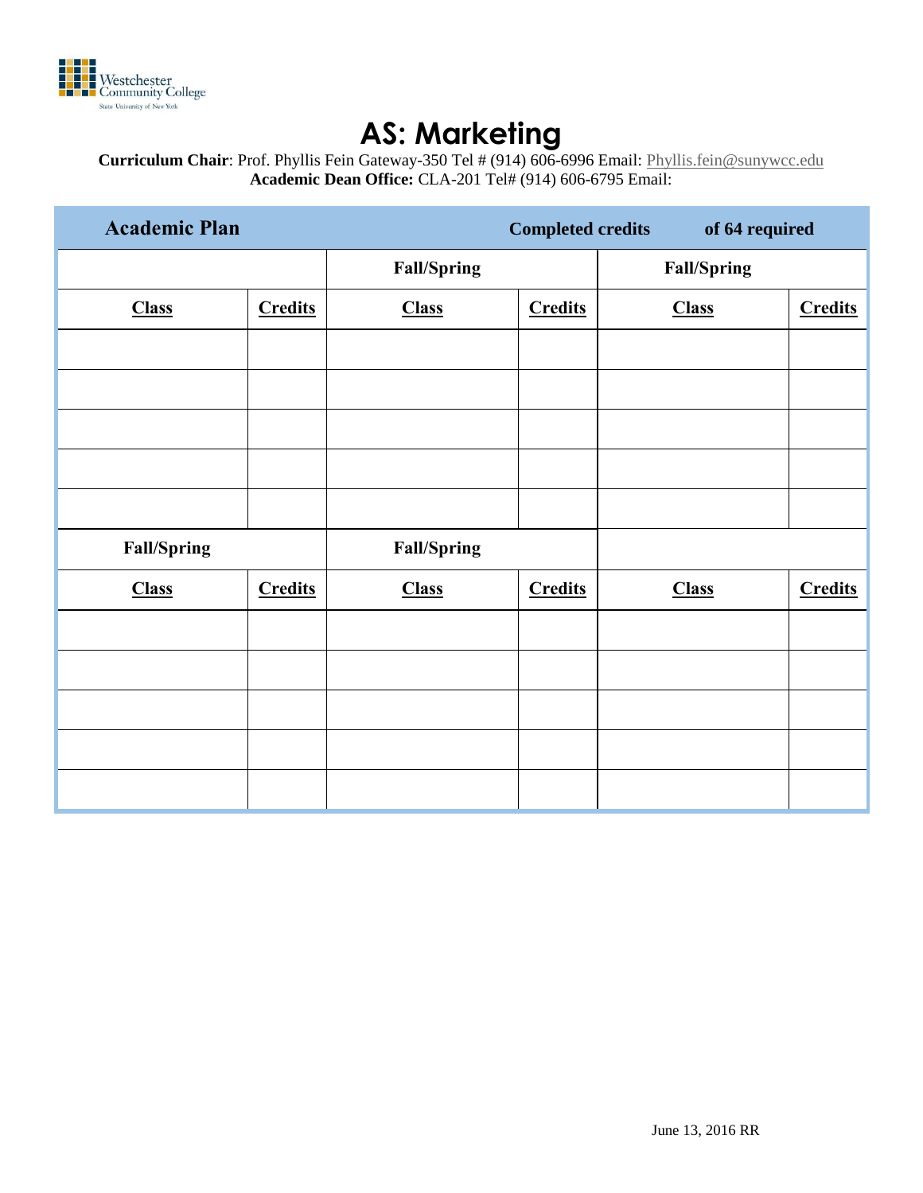Westchester Community College
State University of New York

# AS: Marketing

**Curriculum Chair**: Prof. Phyllis Fein Gateway-350 Tel # (914) 606-6996 Email: Phyllis.fein@sunywcc.edu
**Academic Dean Office:** CLA-201 Tel# (914) 606-6795 Email:

| **Academic Plan** | | | | **Completed credits** | **of 64 required** |
|---|---|---|---|---|---|
| | | **Fall/Spring** | | **Fall/Spring** | |
| **Class** | **Credits** | **Class** | **Credits** | **Class** | **Credits** |
| | | | | | |
| | | | | | |
| | | | | | |
| | | | | | |
| | | | | | |
| **Fall/Spring** | | **Fall/Spring** | | | |
| **Class** | **Credits** | **Class** | **Credits** | **Class** | **Credits** |
| | | | | | |
| | | | | | |
| | | | | | |
| | | | | | |
| | | | | | |

June 13, 2016 RR